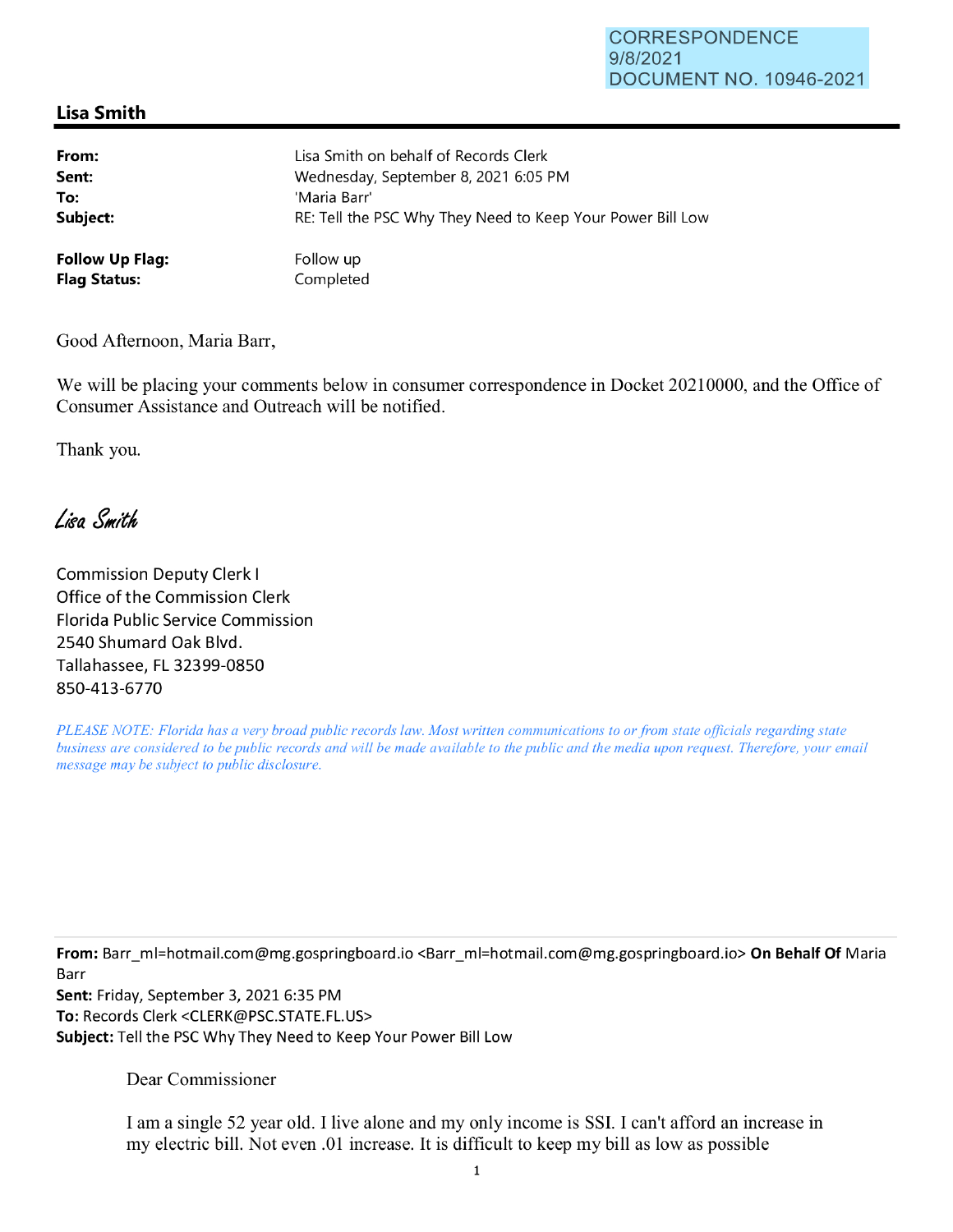CORRESPONDENCE
9/8/2021
DOCUMENT NO. 10946-2021

## Lisa Smith

| | |
|---|---|
| **From:** | Lisa Smith on behalf of Records Clerk |
| **Sent:** | Wednesday, September 8, 2021 6:05 PM |
| **To:** | 'Maria Barr' |
| **Subject:** | RE: Tell the PSC Why They Need to Keep Your Power Bill Low |
| | |
| **Follow Up Flag:** | Follow up |
| **Flag Status:** | Completed |

Good Afternoon, Maria Barr,

We will be placing your comments below in consumer correspondence in Docket 20210000, and the Office of Consumer Assistance and Outreach will be notified.

Thank you.

*Lisa Smith*

Commission Deputy Clerk I
Office of the Commission Clerk
Florida Public Service Commission
2540 Shumard Oak Blvd.
Tallahassee, FL 32399-0850
850-413-6770

*PLEASE NOTE: Florida has a very broad public records law. Most written communications to or from state officials regarding state business are considered to be public records and will be made available to the public and the media upon request. Therefore, your email message may be subject to public disclosure.*

---

**From:** Barr_ml=hotmail.com@mg.gospringboard.io <Barr_ml=hotmail.com@mg.gospringboard.io> **On Behalf Of** Maria Barr
**Sent:** Friday, September 3, 2021 6:35 PM
**To:** Records Clerk <CLERK@PSC.STATE.FL.US>
**Subject:** Tell the PSC Why They Need to Keep Your Power Bill Low

Dear Commissioner

I am a single 52 year old. I live alone and my only income is SSI. I can't afford an increase in my electric bill. Not even .01 increase. It is difficult to keep my bill as low as possible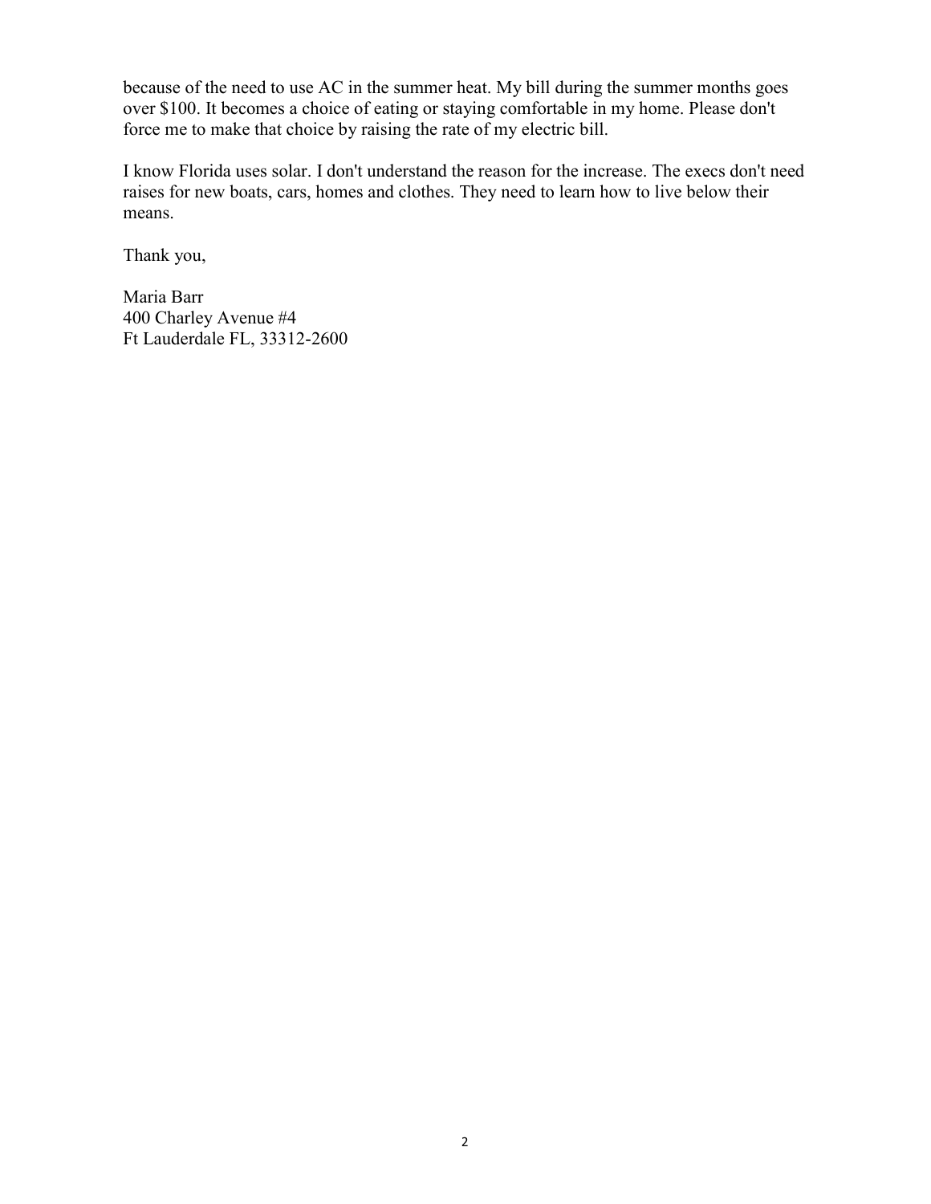because of the need to use AC in the summer heat. My bill during the summer months goes over $100. It becomes a choice of eating or staying comfortable in my home. Please don't force me to make that choice by raising the rate of my electric bill.

I know Florida uses solar. I don't understand the reason for the increase. The execs don't need raises for new boats, cars, homes and clothes. They need to learn how to live below their means.

Thank you,

Maria Barr
400 Charley Avenue #4
Ft Lauderdale FL, 33312-2600